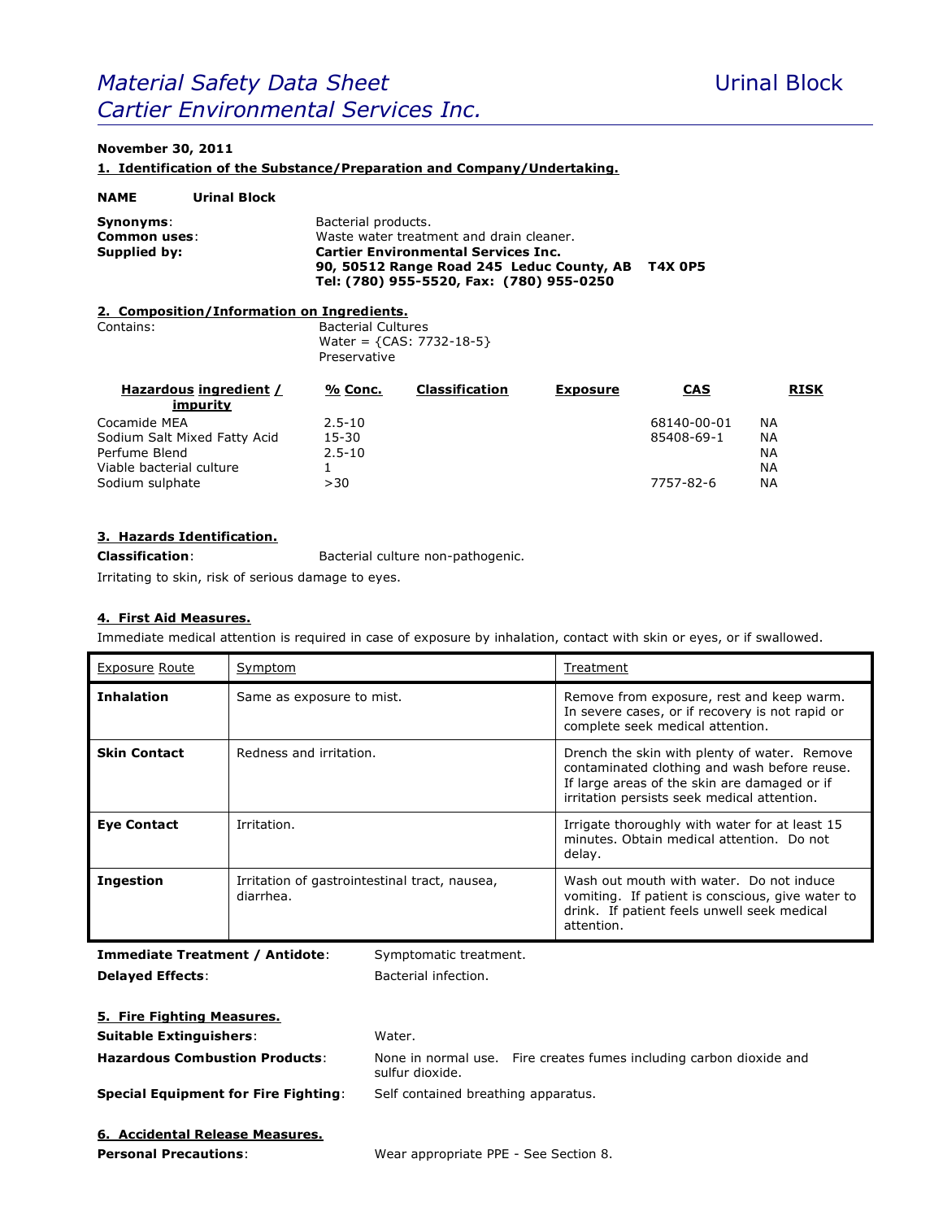# *Material Safety Data Sheet* Urinal Block
## *Cartier Environmental Services Inc.*

**November 30, 2011**

**1. Identification of the Substance/Preparation and Company/Undertaking.**

**NAME** **Urinal Block**

**Synonyms**: Bacterial products.
**Common uses**: Waste water treatment and drain cleaner.
**Supplied by:** **Cartier Environmental Services Inc.**
**90, 50512 Range Road 245 Leduc County, AB T4X 0P5**
**Tel: (780) 955-5520, Fax: (780) 955-0250**

**2. Composition/Information on Ingredients.**

Contains: Bacterial Cultures
Water = {CAS: 7732-18-5}
Preservative

| Hazardous ingredient / impurity | % Conc. | Classification | Exposure | CAS | RISK |
|---|---|---|---|---|---|
| Cocamide MEA | 2.5-10 | | | 68140-00-01 | NA |
| Sodium Salt Mixed Fatty Acid | 15-30 | | | 85408-69-1 | NA |
| Perfume Blend | 2.5-10 | | | | NA |
| Viable bacterial culture | 1 | | | | NA |
| Sodium sulphate | >30 | | | 7757-82-6 | NA |

**3. Hazards Identification.**

**Classification**: Bacterial culture non-pathogenic.

Irritating to skin, risk of serious damage to eyes.

**4. First Aid Measures.**

Immediate medical attention is required in case of exposure by inhalation, contact with skin or eyes, or if swallowed.

| Exposure Route | Symptom | Treatment |
|---|---|---|
| **Inhalation** | Same as exposure to mist. | Remove from exposure, rest and keep warm. In severe cases, or if recovery is not rapid or complete seek medical attention. |
| **Skin Contact** | Redness and irritation. | Drench the skin with plenty of water. Remove contaminated clothing and wash before reuse. If large areas of the skin are damaged or if irritation persists seek medical attention. |
| **Eye Contact** | Irritation. | Irrigate thoroughly with water for at least 15 minutes. Obtain medical attention. Do not delay. |
| **Ingestion** | Irritation of gastrointestinal tract, nausea, diarrhea. | Wash out mouth with water. Do not induce vomiting. If patient is conscious, give water to drink. If patient feels unwell seek medical attention. |

**Immediate Treatment / Antidote**: Symptomatic treatment.

**Delayed Effects**: Bacterial infection.

**5. Fire Fighting Measures.**

**Suitable Extinguishers**: Water.

**Hazardous Combustion Products**: None in normal use. Fire creates fumes including carbon dioxide and sulfur dioxide.

**Special Equipment for Fire Fighting**: Self contained breathing apparatus.

**6. Accidental Release Measures.**

**Personal Precautions**: Wear appropriate PPE - See Section 8.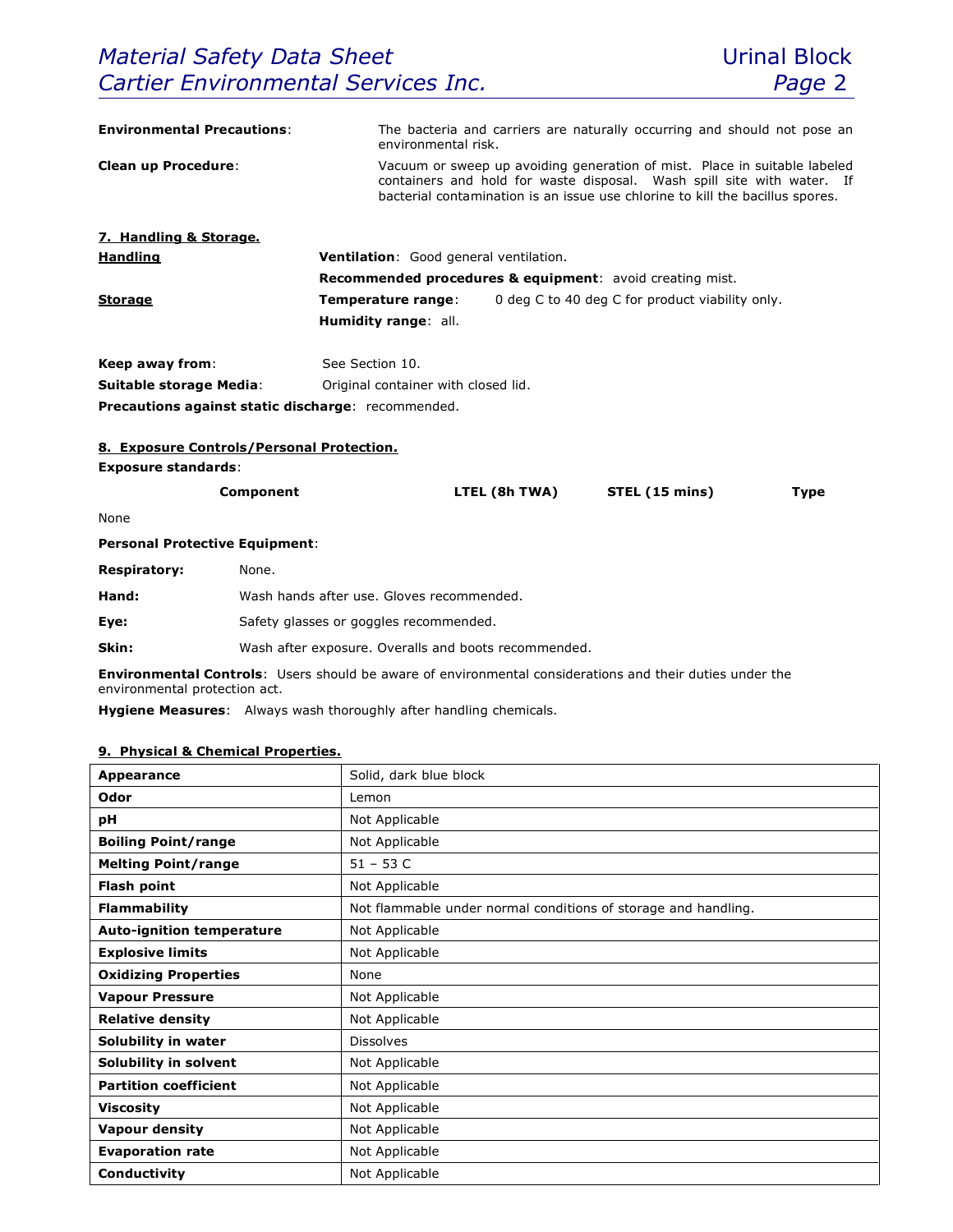**Environmental Precautions**: The bacteria and carriers are naturally occurring and should not pose an environmental risk.

**Clean up Procedure**: Vacuum or sweep up avoiding generation of mist. Place in suitable labeled containers and hold for waste disposal. Wash spill site with water. If bacterial contamination is an issue use chlorine to kill the bacillus spores.

## 7. Handling & Storage.

**Handling**

**Ventilation**: Good general ventilation.

**Recommended procedures & equipment**: avoid creating mist.

**Storage**

**Temperature range**: 0 deg C to 40 deg C for product viability only.

**Humidity range**: all.

**Keep away from**: See Section 10.

**Suitable storage Media**: Original container with closed lid.

**Precautions against static discharge**: recommended.

## 8. Exposure Controls/Personal Protection.

**Exposure standards**:

| Component | LTEL (8h TWA) | STEL (15 mins) | Type |
|---|---|---|---|
| None | | | |

**Personal Protective Equipment**:

**Respiratory:** None.

**Hand:** Wash hands after use. Gloves recommended.

**Eye:** Safety glasses or goggles recommended.

**Skin:** Wash after exposure. Overalls and boots recommended.

**Environmental Controls**: Users should be aware of environmental considerations and their duties under the environmental protection act.

**Hygiene Measures**: Always wash thoroughly after handling chemicals.

## 9. Physical & Chemical Properties.

| | |
|---|---|
| **Appearance** | Solid, dark blue block |
| **Odor** | Lemon |
| **pH** | Not Applicable |
| **Boiling Point/range** | Not Applicable |
| **Melting Point/range** | 51 – 53 C |
| **Flash point** | Not Applicable |
| **Flammability** | Not flammable under normal conditions of storage and handling. |
| **Auto-ignition temperature** | Not Applicable |
| **Explosive limits** | Not Applicable |
| **Oxidizing Properties** | None |
| **Vapour Pressure** | Not Applicable |
| **Relative density** | Not Applicable |
| **Solubility in water** | Dissolves |
| **Solubility in solvent** | Not Applicable |
| **Partition coefficient** | Not Applicable |
| **Viscosity** | Not Applicable |
| **Vapour density** | Not Applicable |
| **Evaporation rate** | Not Applicable |
| **Conductivity** | Not Applicable |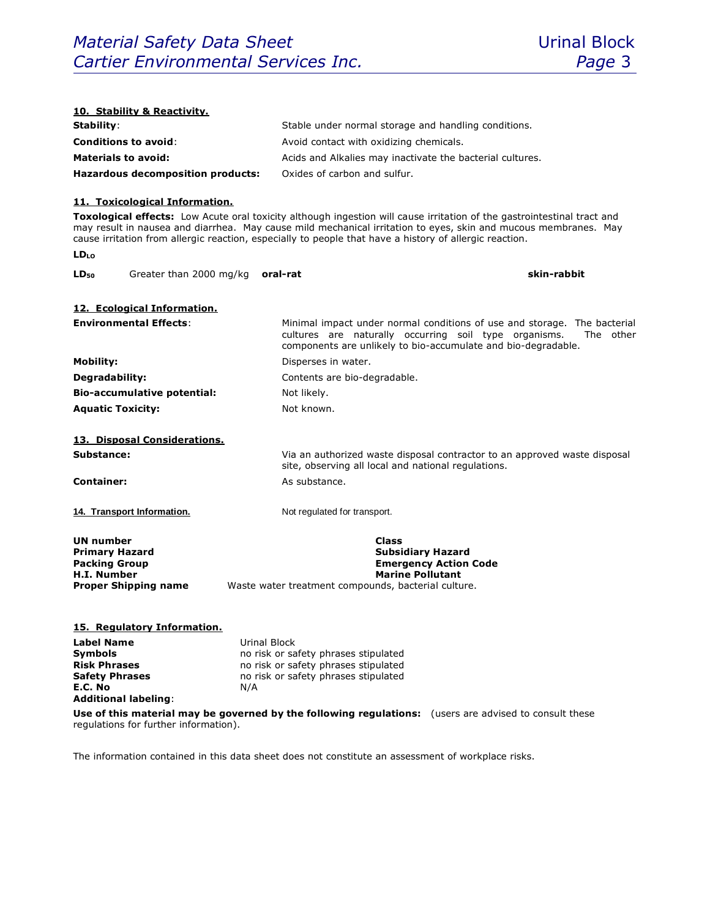## 10. Stability & Reactivity.

| | |
|---|---|
| **Stability**: | Stable under normal storage and handling conditions. |
| **Conditions to avoid**: | Avoid contact with oxidizing chemicals. |
| **Materials to avoid:** | Acids and Alkalies may inactivate the bacterial cultures. |
| **Hazardous decomposition products:** | Oxides of carbon and sulfur. |

## 11. Toxicological Information.

**Toxological effects:** Low Acute oral toxicity although ingestion will cause irritation of the gastrointestinal tract and may result in nausea and diarrhea. May cause mild mechanical irritation to eyes, skin and mucous membranes. May cause irritation from allergic reaction, especially to people that have a history of allergic reaction.

**$LD_{LO}$**

| | | | |
|---|---|---|---|
| **$LD_{50}$** | Greater than 2000 mg/kg | **oral-rat** | **skin-rabbit** |

## 12. Ecological Information.

| | |
|---|---|
| **Environmental Effects**: | Minimal impact under normal conditions of use and storage. The bacterial cultures are naturally occurring soil type organisms. The other components are unlikely to bio-accumulate and bio-degradable. |
| **Mobility:** | Disperses in water. |
| **Degradability:** | Contents are bio-degradable. |
| **Bio-accumulative potential:** | Not likely. |
| **Aquatic Toxicity:** | Not known. |

## 13. Disposal Considerations.

| | |
|---|---|
| **Substance:** | Via an authorized waste disposal contractor to an approved waste disposal site, observing all local and national regulations. |
| **Container:** | As substance. |

## 14. Transport Information.

Not regulated for transport.

| | |
|---|---|
| **UN number** | **Class** |
| **Primary Hazard** | **Subsidiary Hazard** |
| **Packing Group** | **Emergency Action Code** |
| **H.I. Number** | **Marine Pollutant** |
| **Proper Shipping name** | Waste water treatment compounds, bacterial culture. |

## 15. Regulatory Information.

| | |
|---|---|
| **Label Name** | Urinal Block |
| **Symbols** | no risk or safety phrases stipulated |
| **Risk Phrases** | no risk or safety phrases stipulated |
| **Safety Phrases** | no risk or safety phrases stipulated |
| **E.C. No** | N/A |
| **Additional labeling**: | |

**Use of this material may be governed by the following regulations:** (users are advised to consult these regulations for further information).

The information contained in this data sheet does not constitute an assessment of workplace risks.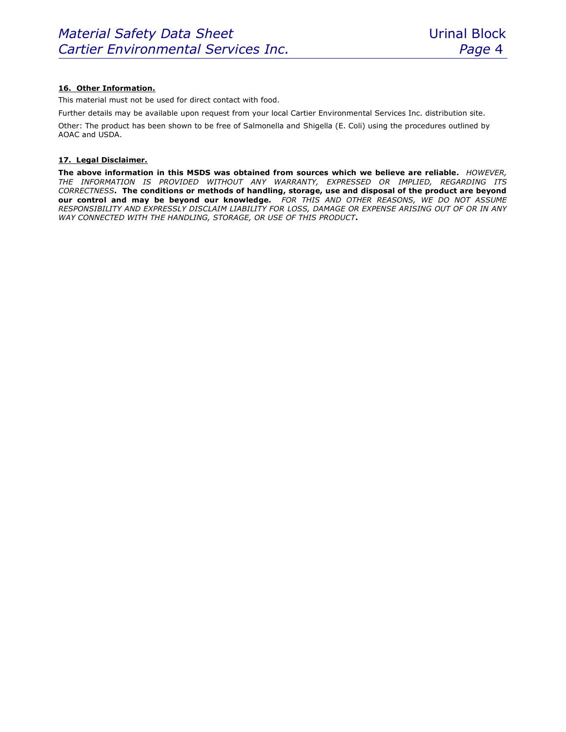**16. Other Information.**

This material must not be used for direct contact with food.

Further details may be available upon request from your local Cartier Environmental Services Inc. distribution site.

Other: The product has been shown to be free of Salmonella and Shigella (E. Coli) using the procedures outlined by AOAC and USDA.

**17. Legal Disclaimer.**

**The above information in this MSDS was obtained from sources which we believe are reliable.** *HOWEVER, THE INFORMATION IS PROVIDED WITHOUT ANY WARRANTY, EXPRESSED OR IMPLIED, REGARDING ITS CORRECTNESS*. **The conditions or methods of handling, storage, use and disposal of the product are beyond our control and may be beyond our knowledge.** *FOR THIS AND OTHER REASONS, WE DO NOT ASSUME RESPONSIBILITY AND EXPRESSLY DISCLAIM LIABILITY FOR LOSS, DAMAGE OR EXPENSE ARISING OUT OF OR IN ANY WAY CONNECTED WITH THE HANDLING, STORAGE, OR USE OF THIS PRODUCT*.